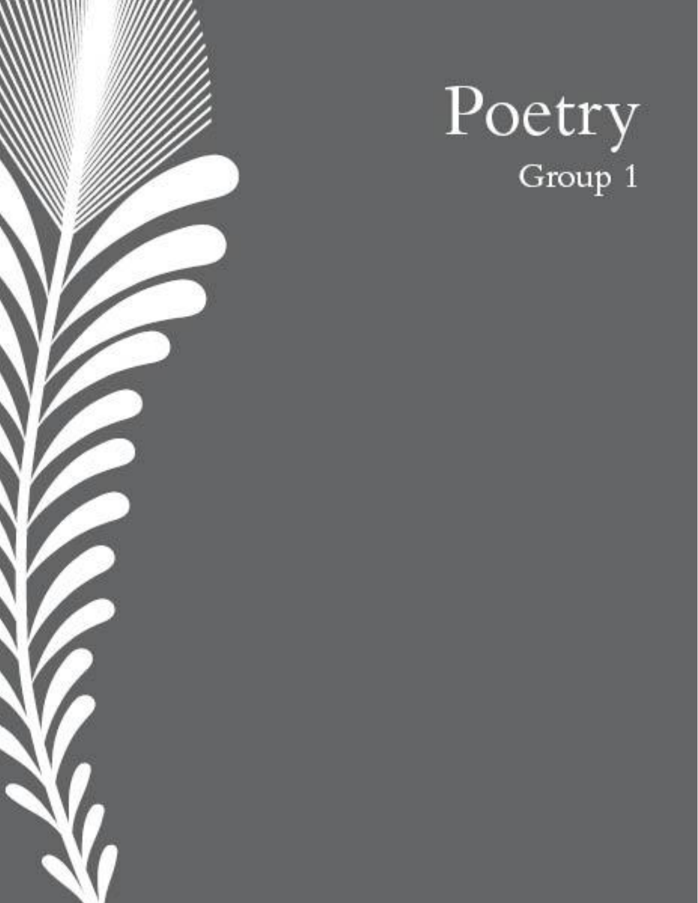# Poetry

## Group 1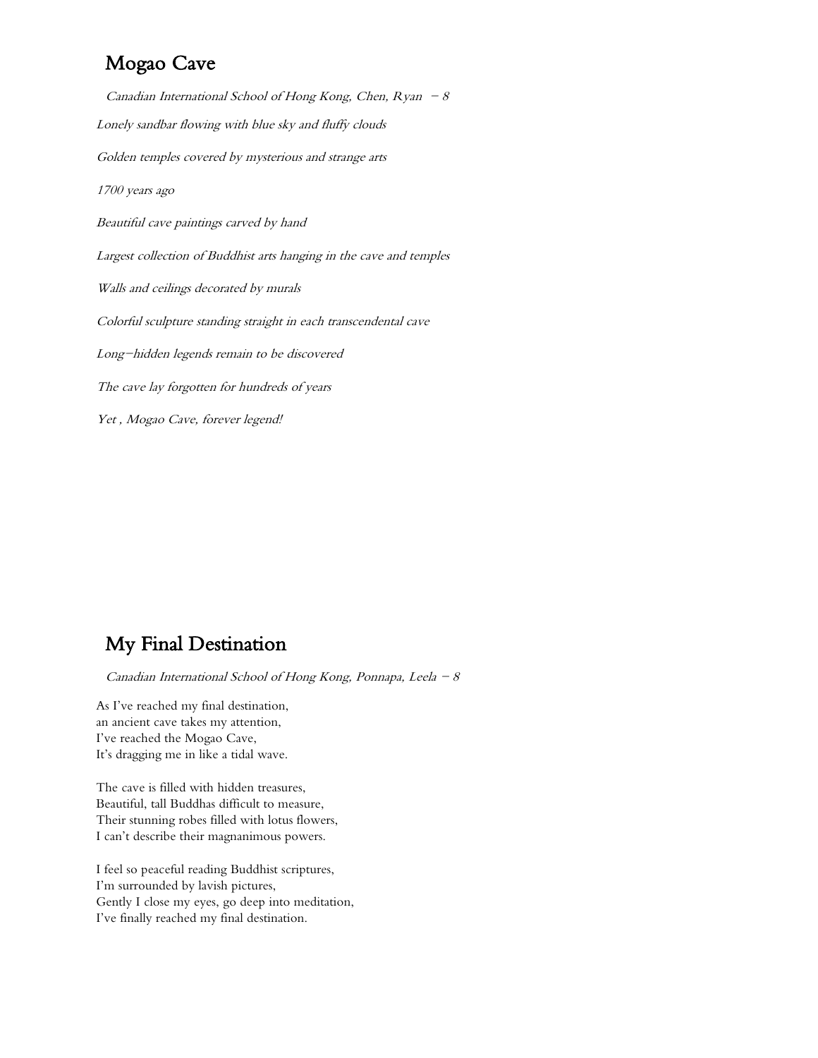## Mogao Cave

*Canadian International School of Hong Kong, Chen, Ryan – 8*

*Lonely sandbar flowing with blue sky and fluffy clouds*

*Golden temples covered by mysterious and strange arts*

*1700 years ago*

*Beautiful cave paintings carved by hand*

*Largest collection of Buddhist arts hanging in the cave and temples*

*Walls and ceilings decorated by murals*

*Colorful sculpture standing straight in each transcendental cave*

*Long–hidden legends remain to be discovered*

*The cave lay forgotten for hundreds of years*

*Yet , Mogao Cave, forever legend!*

## My Final Destination

*Canadian International School of Hong Kong, Ponnapa, Leela – 8*

As I've reached my final destination,
an ancient cave takes my attention,
I've reached the Mogao Cave,
It's dragging me in like a tidal wave.

The cave is filled with hidden treasures,
Beautiful, tall Buddhas difficult to measure,
Their stunning robes filled with lotus flowers,
I can't describe their magnanimous powers.

I feel so peaceful reading Buddhist scriptures,
I'm surrounded by lavish pictures,
Gently I close my eyes, go deep into meditation,
I've finally reached my final destination.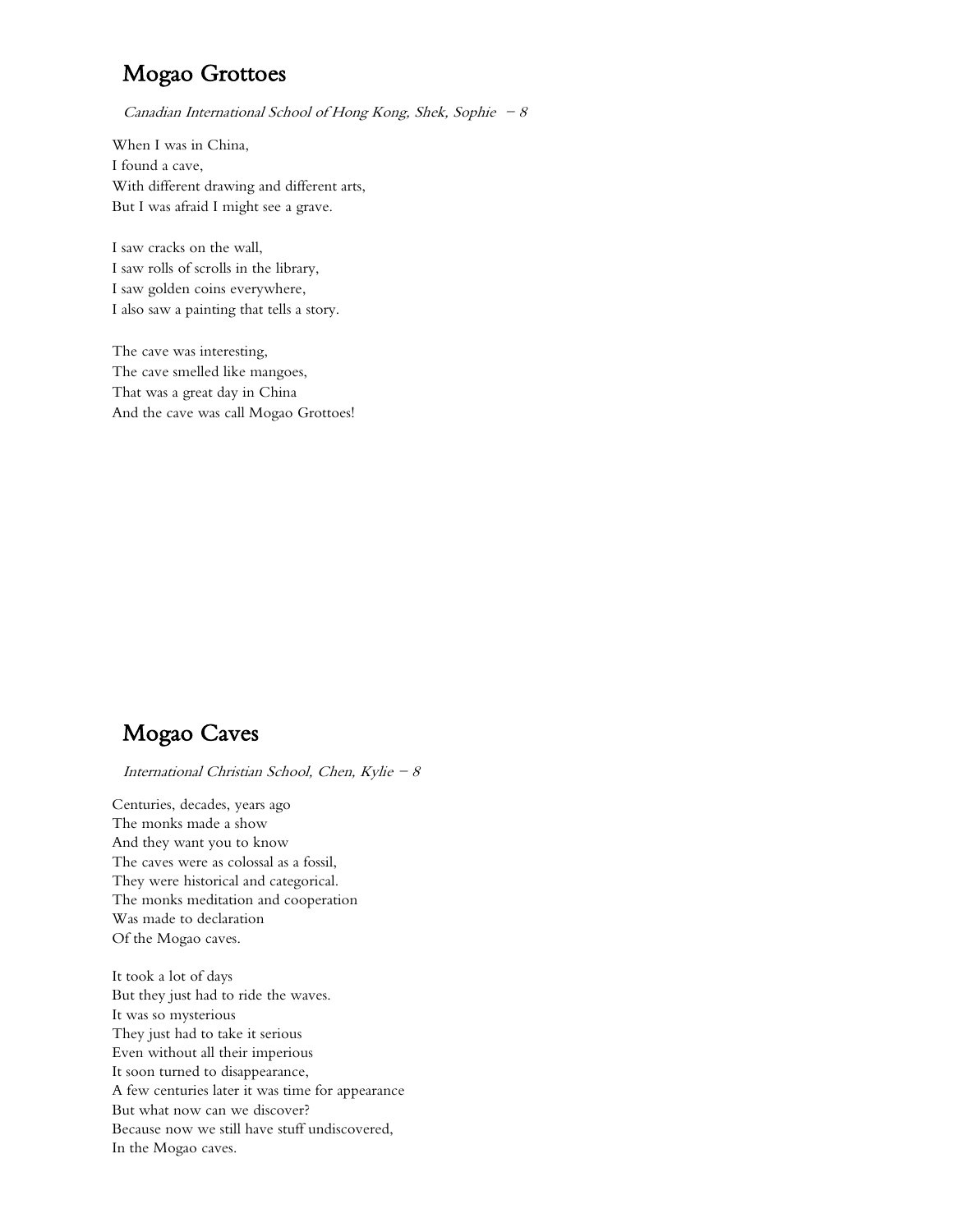## Mogao Grottoes

*Canadian International School of Hong Kong, Shek, Sophie – 8*

When I was in China,
I found a cave,
With different drawing and different arts,
But I was afraid I might see a grave.

I saw cracks on the wall,
I saw rolls of scrolls in the library,
I saw golden coins everywhere,
I also saw a painting that tells a story.

The cave was interesting,
The cave smelled like mangoes,
That was a great day in China
And the cave was call Mogao Grottoes!

## Mogao Caves

*International Christian School, Chen, Kylie – 8*

Centuries, decades, years ago
The monks made a show
And they want you to know
The caves were as colossal as a fossil,
They were historical and categorical.
The monks meditation and cooperation
Was made to declaration
Of the Mogao caves.

It took a lot of days
But they just had to ride the waves.
It was so mysterious
They just had to take it serious
Even without all their imperious
It soon turned to disappearance,
A few centuries later it was time for appearance
But what now can we discover?
Because now we still have stuff undiscovered,
In the Mogao caves.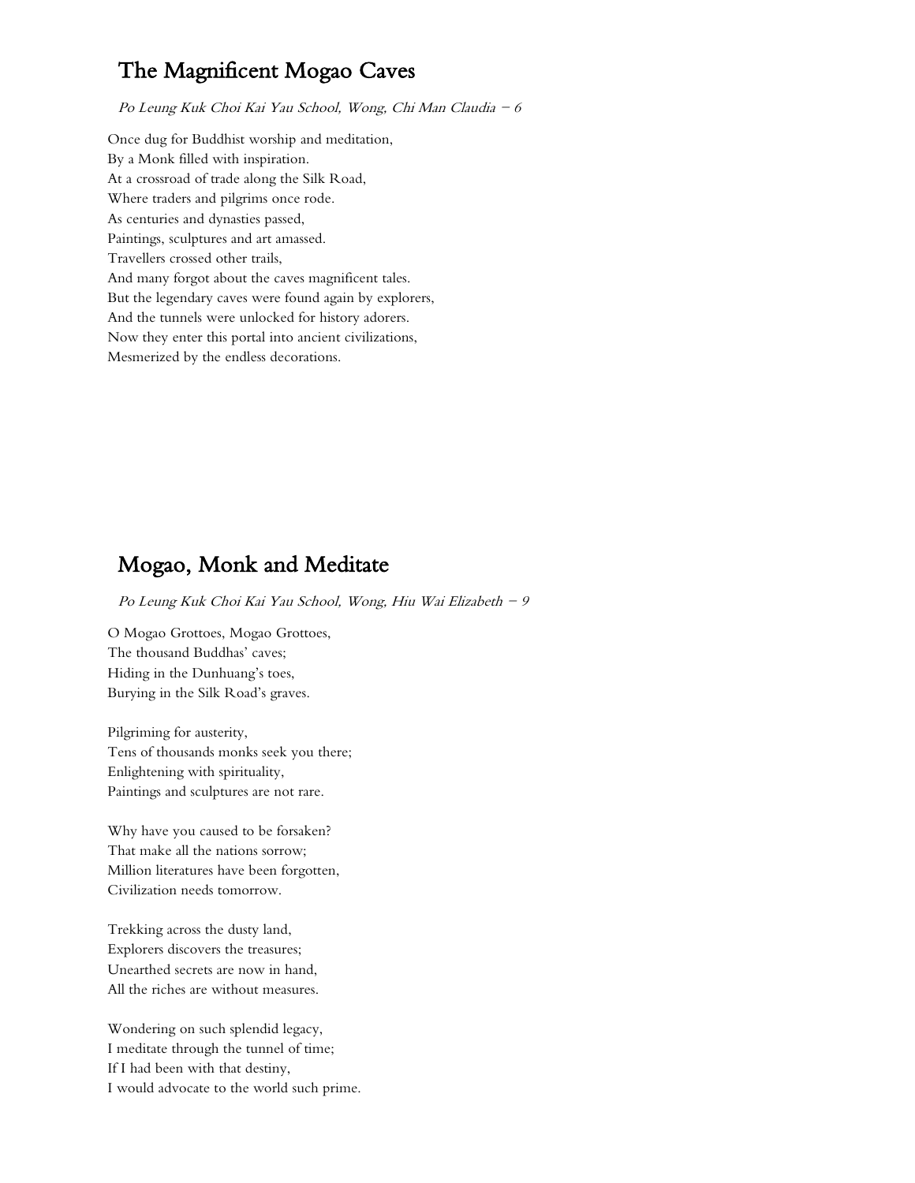## The Magnificent Mogao Caves

*Po Leung Kuk Choi Kai Yau School, Wong, Chi Man Claudia – 6*

Once dug for Buddhist worship and meditation,
By a Monk filled with inspiration.
At a crossroad of trade along the Silk Road,
Where traders and pilgrims once rode.
As centuries and dynasties passed,
Paintings, sculptures and art amassed.
Travellers crossed other trails,
And many forgot about the caves magnificent tales.
But the legendary caves were found again by explorers,
And the tunnels were unlocked for history adorers.
Now they enter this portal into ancient civilizations,
Mesmerized by the endless decorations.

## Mogao, Monk and Meditate

*Po Leung Kuk Choi Kai Yau School, Wong, Hiu Wai Elizabeth – 9*

O Mogao Grottoes, Mogao Grottoes,
The thousand Buddhas' caves;
Hiding in the Dunhuang's toes,
Burying in the Silk Road's graves.

Pilgriming for austerity,
Tens of thousands monks seek you there;
Enlightening with spirituality,
Paintings and sculptures are not rare.

Why have you caused to be forsaken?
That make all the nations sorrow;
Million literatures have been forgotten,
Civilization needs tomorrow.

Trekking across the dusty land,
Explorers discovers the treasures;
Unearthed secrets are now in hand,
All the riches are without measures.

Wondering on such splendid legacy,
I meditate through the tunnel of time;
If I had been with that destiny,
I would advocate to the world such prime.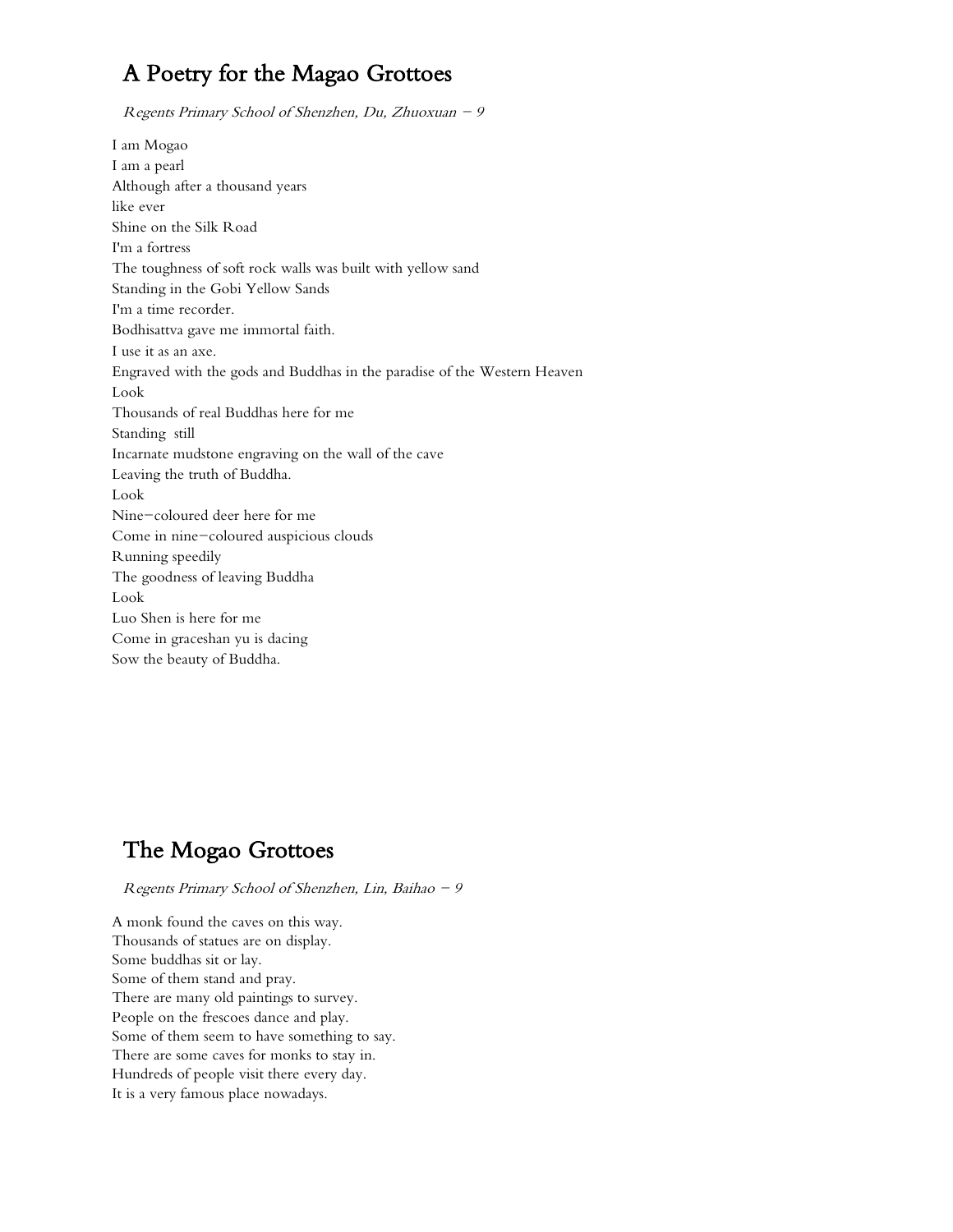## A Poetry for the Magao Grottoes

*Regents Primary School of Shenzhen, Du, Zhuoxuan – 9*

I am Mogao
I am a pearl
Although after a thousand years
like ever
Shine on the Silk Road
I'm a fortress
The toughness of soft rock walls was built with yellow sand
Standing in the Gobi Yellow Sands
I'm a time recorder.
Bodhisattva gave me immortal faith.
I use it as an axe.
Engraved with the gods and Buddhas in the paradise of the Western Heaven
Look
Thousands of real Buddhas here for me
Standing  still
Incarnate mudstone engraving on the wall of the cave
Leaving the truth of Buddha.
Look
Nine–coloured deer here for me
Come in nine–coloured auspicious clouds
Running speedily
The goodness of leaving Buddha
Look
Luo Shen is here for me
Come in graceshan yu is dacing
Sow the beauty of Buddha.

## The Mogao Grottoes

*Regents Primary School of Shenzhen, Lin, Baihao – 9*

A monk found the caves on this way.
Thousands of statues are on display.
Some buddhas sit or lay.
Some of them stand and pray.
There are many old paintings to survey.
People on the frescoes dance and play.
Some of them seem to have something to say.
There are some caves for monks to stay in.
Hundreds of people visit there every day.
It is a very famous place nowadays.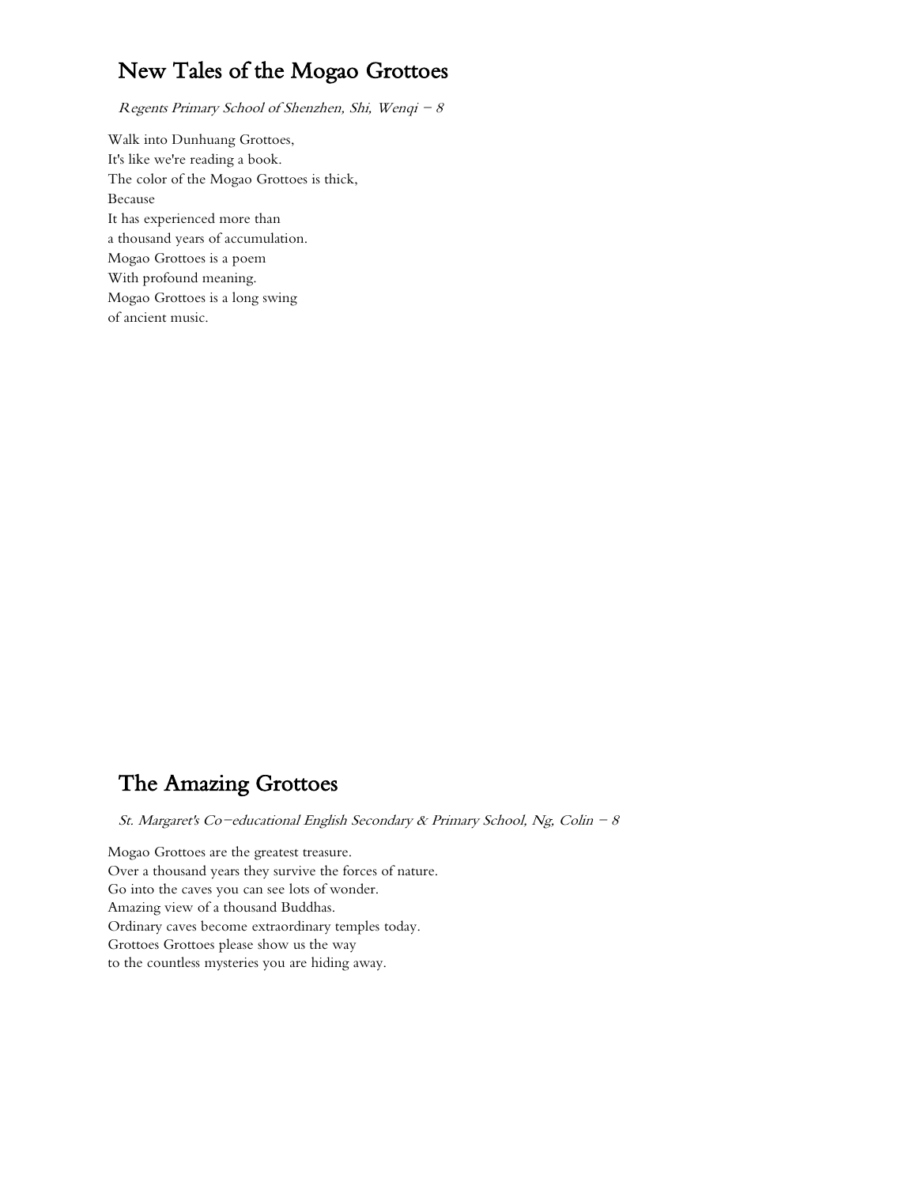## New Tales of the Mogao Grottoes

*Regents Primary School of Shenzhen, Shi, Wenqi – 8*

Walk into Dunhuang Grottoes,
It's like we're reading a book.
The color of the Mogao Grottoes is thick,
Because
It has experienced more than
a thousand years of accumulation.
Mogao Grottoes is a poem
With profound meaning.
Mogao Grottoes is a long swing
of ancient music.

## The Amazing Grottoes

*St. Margaret's Co-educational English Secondary & Primary School, Ng, Colin – 8*

Mogao Grottoes are the greatest treasure.
Over a thousand years they survive the forces of nature.
Go into the caves you can see lots of wonder.
Amazing view of a thousand Buddhas.
Ordinary caves become extraordinary temples today.
Grottoes Grottoes please show us the way
to the countless mysteries you are hiding away.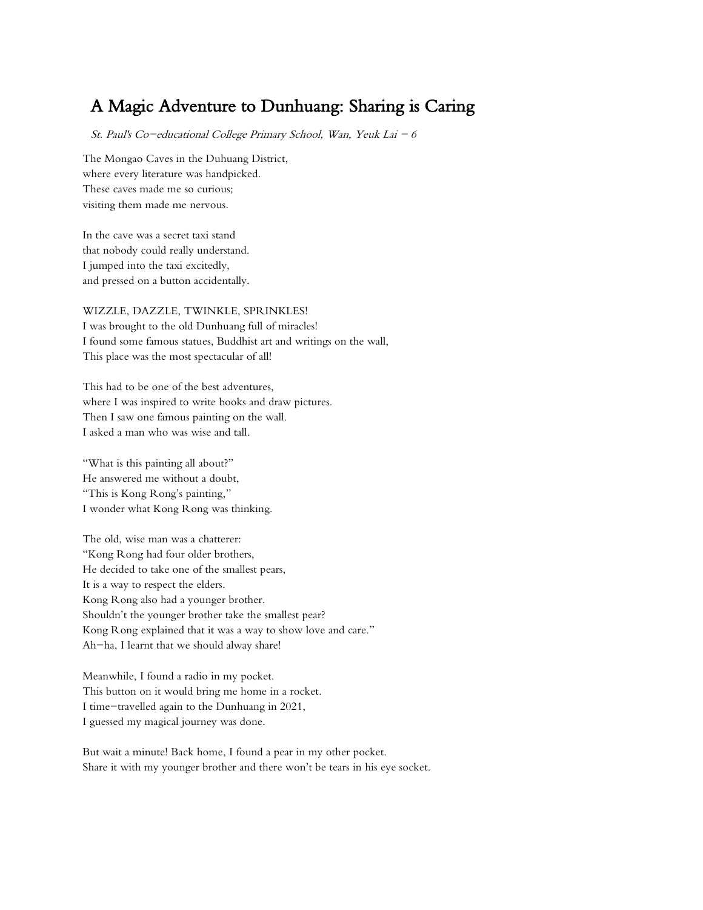# A Magic Adventure to Dunhuang: Sharing is Caring

*St. Paul's Co-educational College Primary School, Wan, Yeuk Lai – 6*

The Mongao Caves in the Duhuang District,
where every literature was handpicked.
These caves made me so curious;
visiting them made me nervous.

In the cave was a secret taxi stand
that nobody could really understand.
I jumped into the taxi excitedly,
and pressed on a button accidentally.

WIZZLE, DAZZLE, TWINKLE, SPRINKLES!
I was brought to the old Dunhuang full of miracles!
I found some famous statues, Buddhist art and writings on the wall,
This place was the most spectacular of all!

This had to be one of the best adventures,
where I was inspired to write books and draw pictures.
Then I saw one famous painting on the wall.
I asked a man who was wise and tall.

"What is this painting all about?"
He answered me without a doubt,
"This is Kong Rong's painting,"
I wonder what Kong Rong was thinking.

The old, wise man was a chatterer:
"Kong Rong had four older brothers,
He decided to take one of the smallest pears,
It is a way to respect the elders.
Kong Rong also had a younger brother.
Shouldn't the younger brother take the smallest pear?
Kong Rong explained that it was a way to show love and care."
Ah–ha, I learnt that we should alway share!

Meanwhile, I found a radio in my pocket.
This button on it would bring me home in a rocket.
I time–travelled again to the Dunhuang in 2021,
I guessed my magical journey was done.

But wait a minute! Back home, I found a pear in my other pocket.
Share it with my younger brother and there won't be tears in his eye socket.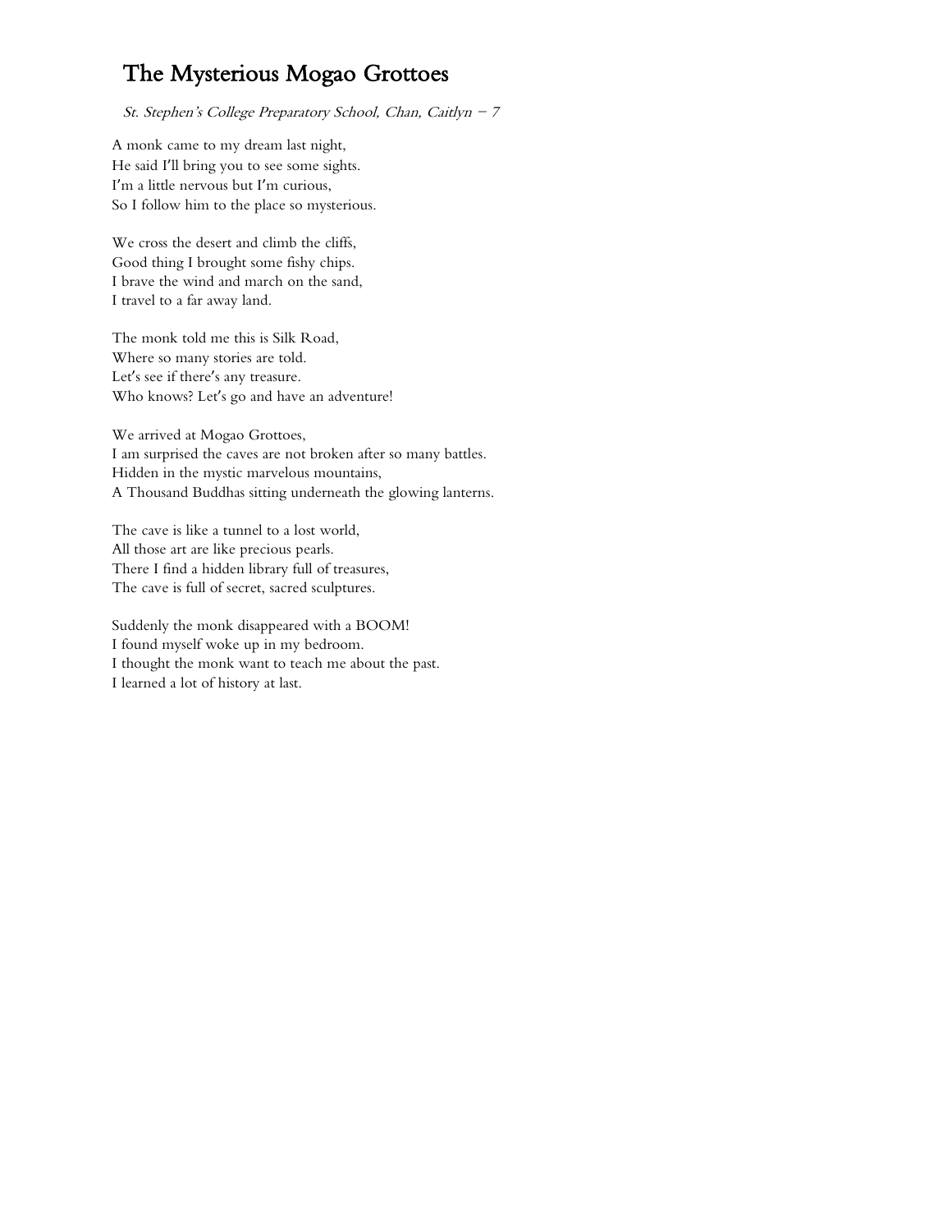# The Mysterious Mogao Grottoes

*St. Stephen's College Preparatory School, Chan, Caitlyn – 7*

A monk came to my dream last night,  
He said I'll bring you to see some sights.  
I'm a little nervous but I'm curious,  
So I follow him to the place so mysterious.

We cross the desert and climb the cliffs,  
Good thing I brought some fishy chips.  
I brave the wind and march on the sand,  
I travel to a far away land.

The monk told me this is Silk Road,  
Where so many stories are told.  
Let's see if there's any treasure.  
Who knows? Let's go and have an adventure!

We arrived at Mogao Grottoes,  
I am surprised the caves are not broken after so many battles.  
Hidden in the mystic marvelous mountains,  
A Thousand Buddhas sitting underneath the glowing lanterns.

The cave is like a tunnel to a lost world,  
All those art are like precious pearls.  
There I find a hidden library full of treasures,  
The cave is full of secret, sacred sculptures.

Suddenly the monk disappeared with a BOOM!  
I found myself woke up in my bedroom.  
I thought the monk want to teach me about the past.  
I learned a lot of history at last.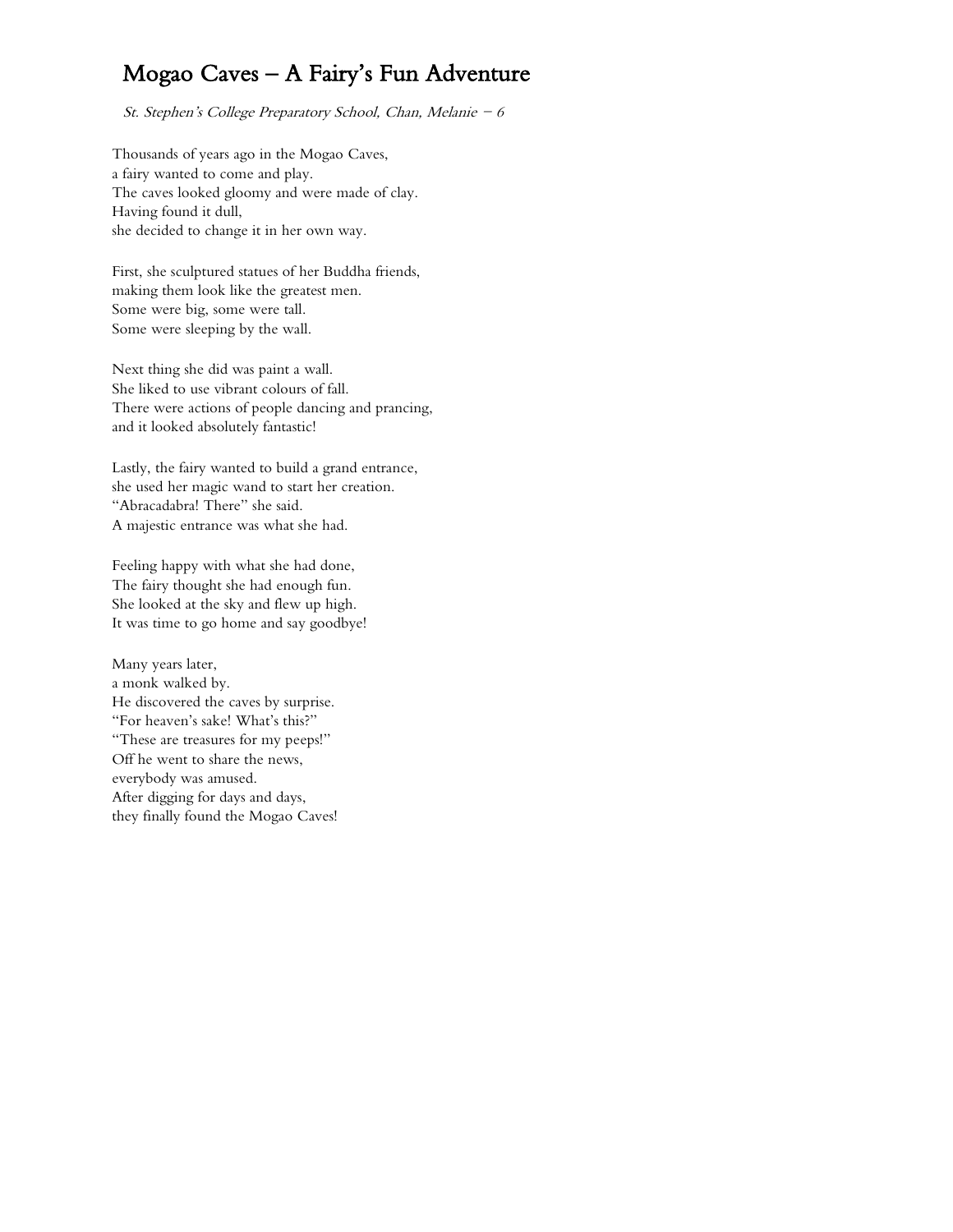# Mogao Caves – A Fairy's Fun Adventure

*St. Stephen's College Preparatory School, Chan, Melanie – 6*

Thousands of years ago in the Mogao Caves,  
a fairy wanted to come and play.  
The caves looked gloomy and were made of clay.  
Having found it dull,  
she decided to change it in her own way.

First, she sculptured statues of her Buddha friends,  
making them look like the greatest men.  
Some were big, some were tall.  
Some were sleeping by the wall.

Next thing she did was paint a wall.  
She liked to use vibrant colours of fall.  
There were actions of people dancing and prancing,  
and it looked absolutely fantastic!

Lastly, the fairy wanted to build a grand entrance,  
she used her magic wand to start her creation.  
"Abracadabra! There" she said.  
A majestic entrance was what she had.

Feeling happy with what she had done,  
The fairy thought she had enough fun.  
She looked at the sky and flew up high.  
It was time to go home and say goodbye!

Many years later,  
a monk walked by.  
He discovered the caves by surprise.  
"For heaven's sake! What's this?"  
"These are treasures for my peeps!"  
Off he went to share the news,  
everybody was amused.  
After digging for days and days,  
they finally found the Mogao Caves!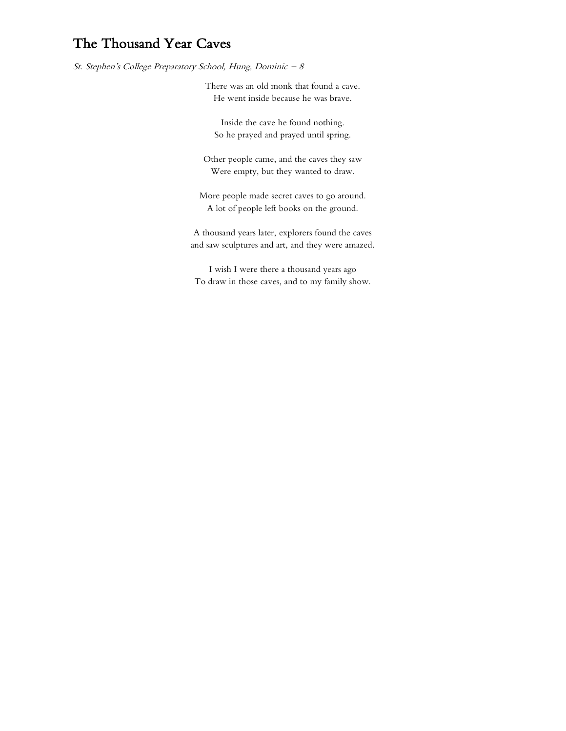# The Thousand Year Caves

*St. Stephen's College Preparatory School, Hung, Dominic – 8*

There was an old monk that found a cave.  
He went inside because he was brave.

Inside the cave he found nothing.  
So he prayed and prayed until spring.

Other people came, and the caves they saw  
Were empty, but they wanted to draw.

More people made secret caves to go around.  
A lot of people left books on the ground.

A thousand years later, explorers found the caves  
and saw sculptures and art, and they were amazed.

I wish I were there a thousand years ago  
To draw in those caves, and to my family show.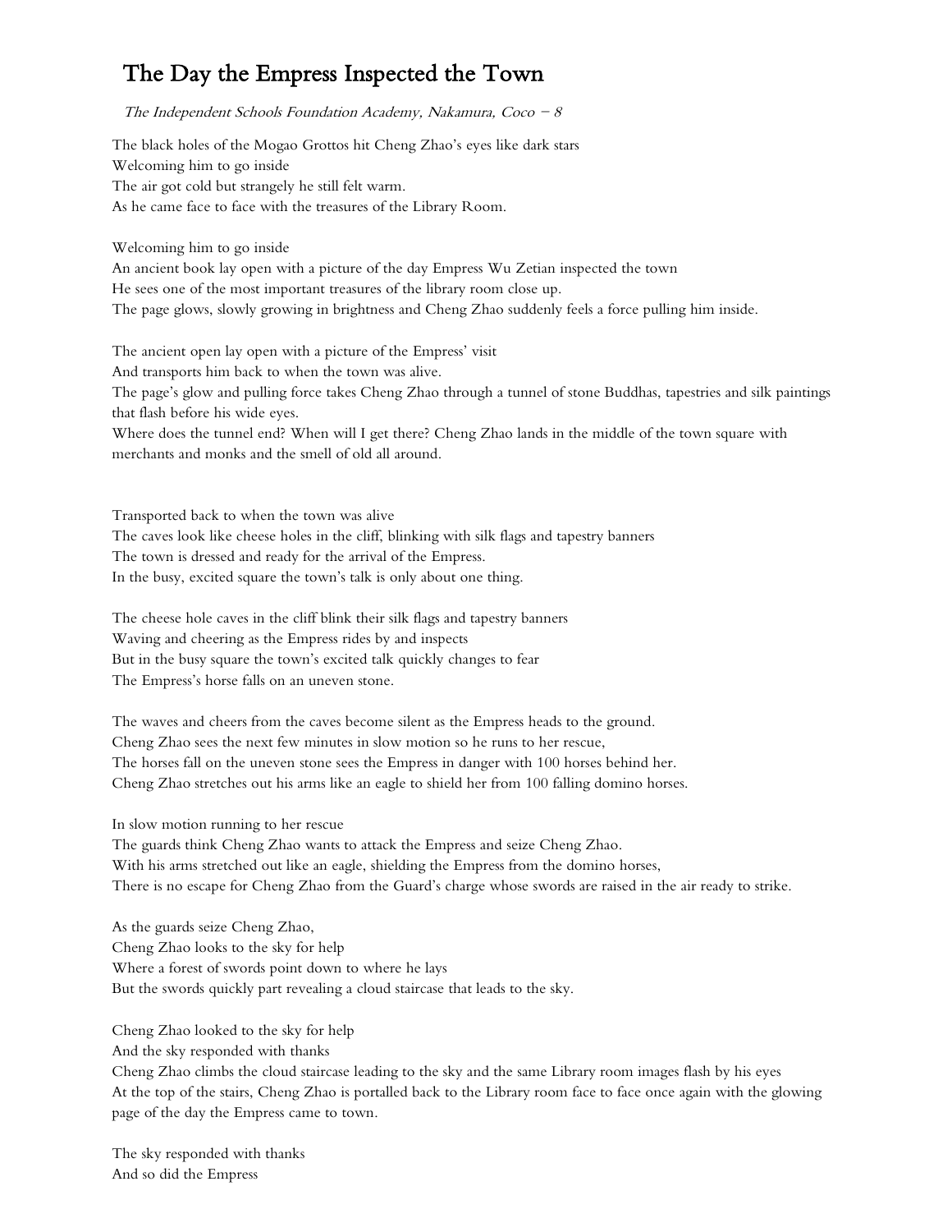# The Day the Empress Inspected the Town

*The Independent Schools Foundation Academy, Nakamura, Coco – 8*

The black holes of the Mogao Grottos hit Cheng Zhao's eyes like dark stars
Welcoming him to go inside
The air got cold but strangely he still felt warm.
As he came face to face with the treasures of the Library Room.

Welcoming him to go inside
An ancient book lay open with a picture of the day Empress Wu Zetian inspected the town
He sees one of the most important treasures of the library room close up.
The page glows, slowly growing in brightness and Cheng Zhao suddenly feels a force pulling him inside.

The ancient open lay open with a picture of the Empress' visit
And transports him back to when the town was alive.
The page's glow and pulling force takes Cheng Zhao through a tunnel of stone Buddhas, tapestries and silk paintings that flash before his wide eyes.
Where does the tunnel end? When will I get there? Cheng Zhao lands in the middle of the town square with merchants and monks and the smell of old all around.

Transported back to when the town was alive
The caves look like cheese holes in the cliff, blinking with silk flags and tapestry banners
The town is dressed and ready for the arrival of the Empress.
In the busy, excited square the town's talk is only about one thing.

The cheese hole caves in the cliff blink their silk flags and tapestry banners
Waving and cheering as the Empress rides by and inspects
But in the busy square the town's excited talk quickly changes to fear
The Empress's horse falls on an uneven stone.

The waves and cheers from the caves become silent as the Empress heads to the ground.
Cheng Zhao sees the next few minutes in slow motion so he runs to her rescue,
The horses fall on the uneven stone sees the Empress in danger with 100 horses behind her.
Cheng Zhao stretches out his arms like an eagle to shield her from 100 falling domino horses.

In slow motion running to her rescue
The guards think Cheng Zhao wants to attack the Empress and seize Cheng Zhao.
With his arms stretched out like an eagle, shielding the Empress from the domino horses,
There is no escape for Cheng Zhao from the Guard's charge whose swords are raised in the air ready to strike.

As the guards seize Cheng Zhao,
Cheng Zhao looks to the sky for help
Where a forest of swords point down to where he lays
But the swords quickly part revealing a cloud staircase that leads to the sky.

Cheng Zhao looked to the sky for help
And the sky responded with thanks
Cheng Zhao climbs the cloud staircase leading to the sky and the same Library room images flash by his eyes
At the top of the stairs, Cheng Zhao is portalled back to the Library room face to face once again with the glowing page of the day the Empress came to town.

The sky responded with thanks
And so did the Empress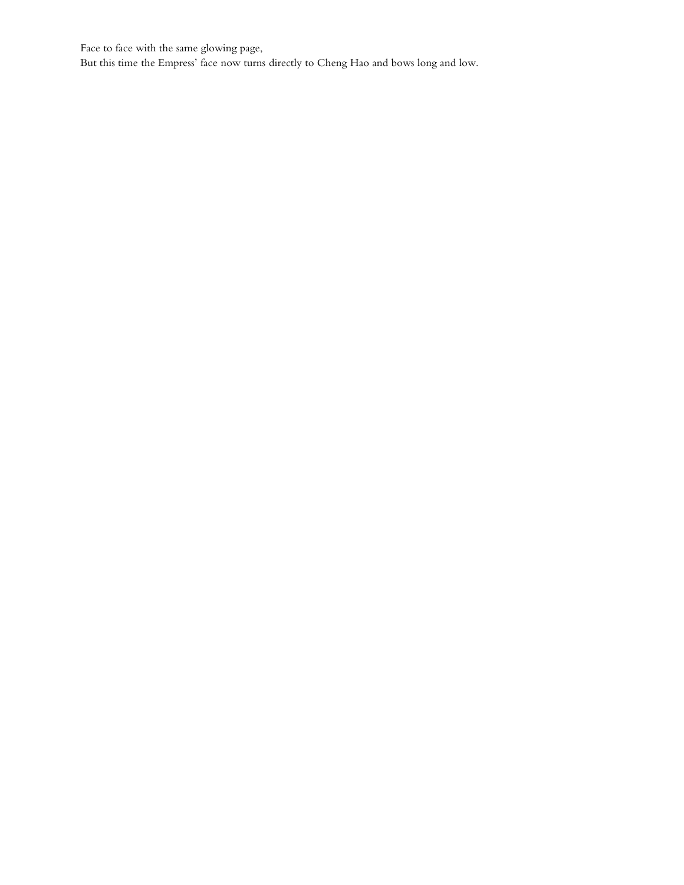Face to face with the same glowing page,
But this time the Empress' face now turns directly to Cheng Hao and bows long and low.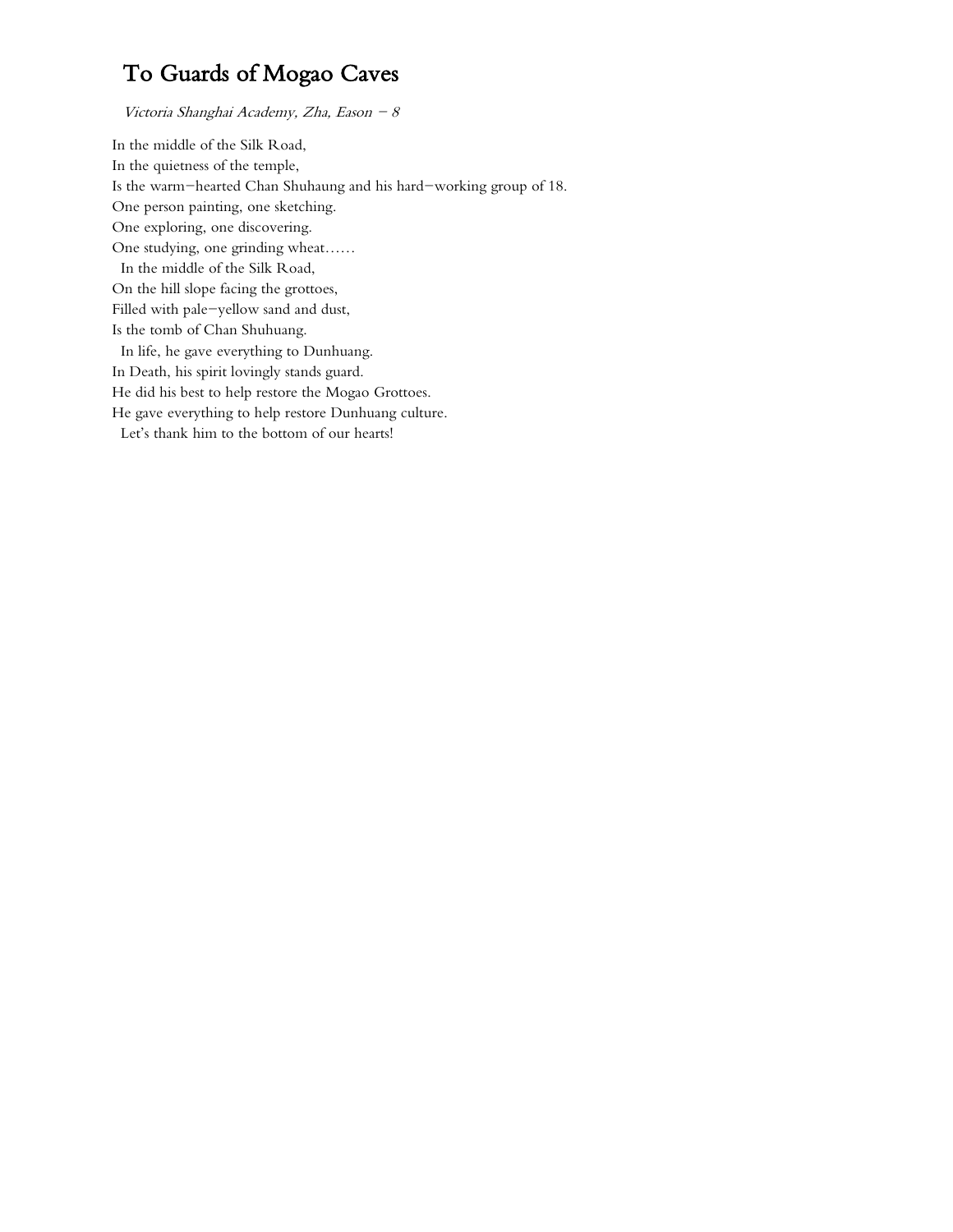# To Guards of Mogao Caves

*Victoria Shanghai Academy, Zha, Eason – 8*

In the middle of the Silk Road,
In the quietness of the temple,
Is the warm–hearted Chan Shuhaung and his hard–working group of 18.
One person painting, one sketching.
One exploring, one discovering.
One studying, one grinding wheat……

In the middle of the Silk Road,
On the hill slope facing the grottoes,
Filled with pale–yellow sand and dust,
Is the tomb of Chan Shuhuang.

In life, he gave everything to Dunhuang.
In Death, his spirit lovingly stands guard.
He did his best to help restore the Mogao Grottoes.
He gave everything to help restore Dunhuang culture.

Let's thank him to the bottom of our hearts!